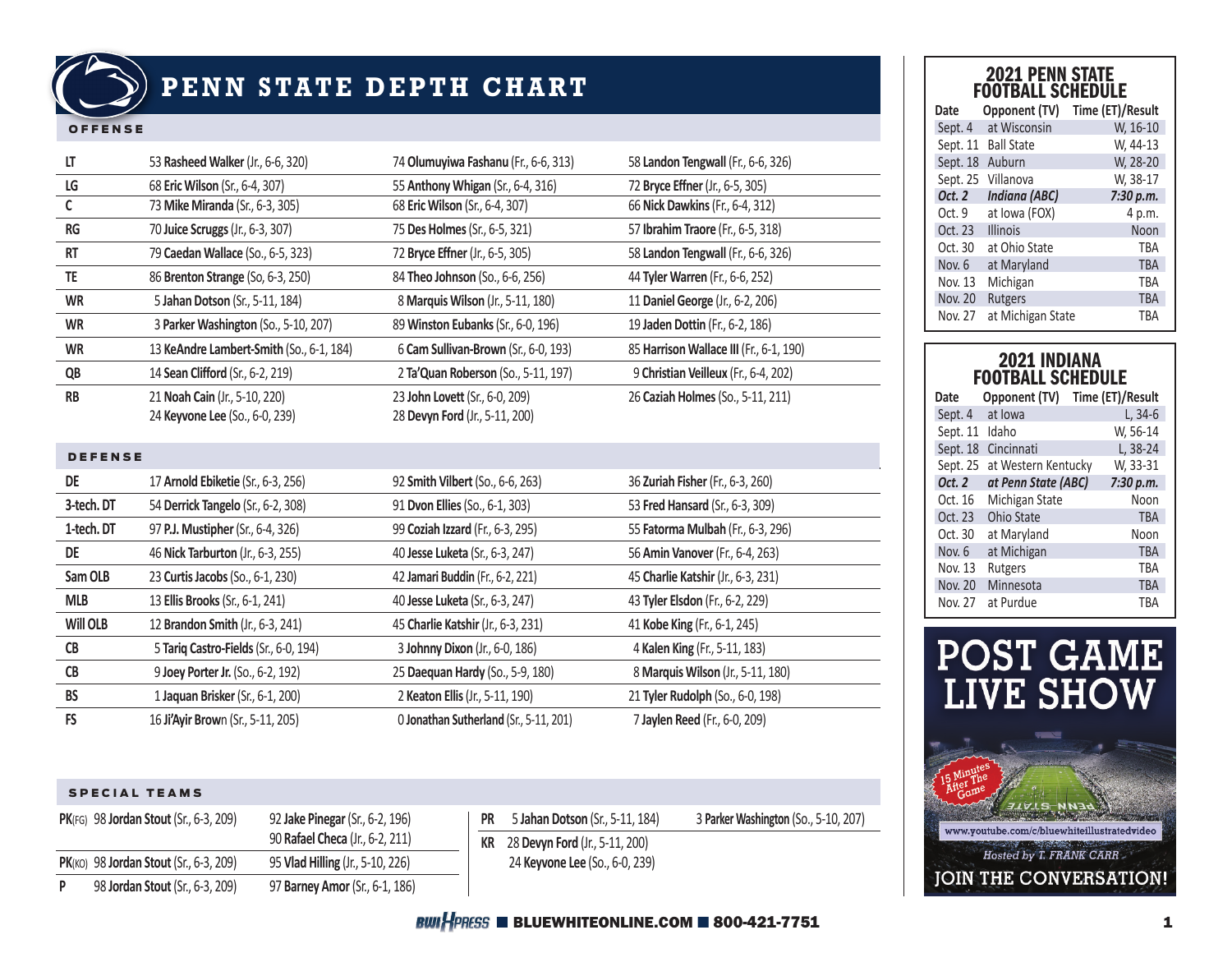# PENN STATE DEPTH CHART

## OFFENSE

| Pos | 1st | 2nd | 3rd |
|---|---|---|---|
| LT | 53 **Rasheed Walker** (Jr., 6-6, 320) | 74 **Olumuyiwa Fashanu** (Fr., 6-6, 313) | 58 **Landon Tengwall** (Fr., 6-6, 326) |
| LG | 68 **Eric Wilson** (Sr., 6-4, 307) | 55 **Anthony Whigan** (Sr., 6-4, 316) | 72 **Bryce Effner** (Jr., 6-5, 305) |
| C | 73 **Mike Miranda** (Sr., 6-3, 305) | 68 **Eric Wilson** (Sr., 6-4, 307) | 66 **Nick Dawkins** (Fr., 6-4, 312) |
| RG | 70 **Juice Scruggs** (Jr., 6-3, 307) | 75 **Des Holmes** (Sr., 6-5, 321) | 57 **Ibrahim Traore** (Fr., 6-5, 318) |
| RT | 79 **Caedan Wallace** (So., 6-5, 323) | 72 **Bryce Effner** (Jr., 6-5, 305) | 58 **Landon Tengwall** (Fr., 6-6, 326) |
| TE | 86 **Brenton Strange** (So, 6-3, 250) | 84 **Theo Johnson** (So., 6-6, 256) | 44 **Tyler Warren** (Fr., 6-6, 252) |
| WR | 5 **Jahan Dotson** (Sr., 5-11, 184) | 8 **Marquis Wilson** (Jr., 5-11, 180) | 11 **Daniel George** (Jr., 6-2, 206) |
| WR | 3 **Parker Washington** (So., 5-10, 207) | 89 **Winston Eubanks** (Sr., 6-0, 196) | 19 **Jaden Dottin** (Fr., 6-2, 186) |
| WR | 13 **KeAndre Lambert-Smith** (So., 6-1, 184) | 6 **Cam Sullivan-Brown** (Sr., 6-0, 193) | 85 **Harrison Wallace III** (Fr., 6-1, 190) |
| QB | 14 **Sean Clifford** (Sr., 6-2, 219) | 2 **Ta'Quan Roberson** (So., 5-11, 197) | 9 **Christian Veilleux** (Fr., 6-4, 202) |
| RB | 21 **Noah Cain** (Jr., 5-10, 220)<br>24 **Keyvone Lee** (So., 6-0, 239) | 23 **John Lovett** (Sr., 6-0, 209)<br>28 **Devyn Ford** (Jr., 5-11, 200) | 26 **Caziah Holmes** (So., 5-11, 211) |

## DEFENSE

| Pos | 1st | 2nd | 3rd |
|---|---|---|---|
| DE | 17 **Arnold Ebiketie** (Sr., 6-3, 256) | 92 **Smith Vilbert** (So., 6-6, 263) | 36 **Zuriah Fisher** (Fr., 6-3, 260) |
| 3-tech. DT | 54 **Derrick Tangelo** (Sr., 6-2, 308) | 91 **Dvon Ellies** (So., 6-1, 303) | 53 **Fred Hansard** (Sr., 6-3, 309) |
| 1-tech. DT | 97 **P.J. Mustipher** (Sr., 6-4, 326) | 99 **Coziah Izzard** (Fr., 6-3, 295) | 55 **Fatorma Mulbah** (Fr., 6-3, 296) |
| DE | 46 **Nick Tarburton** (Jr., 6-3, 255) | 40 **Jesse Luketa** (Sr., 6-3, 247) | 56 **Amin Vanover** (Fr., 6-4, 263) |
| Sam OLB | 23 **Curtis Jacobs** (So., 6-1, 230) | 42 **Jamari Buddin** (Fr., 6-2, 221) | 45 **Charlie Katshir** (Jr., 6-3, 231) |
| MLB | 13 **Ellis Brooks** (Sr., 6-1, 241) | 40 **Jesse Luketa** (Sr., 6-3, 247) | 43 **Tyler Elsdon** (Fr., 6-2, 229) |
| Will OLB | 12 **Brandon Smith** (Jr., 6-3, 241) | 45 **Charlie Katshir** (Jr., 6-3, 231) | 41 **Kobe King** (Fr., 6-1, 245) |
| CB | 5 **Tariq Castro-Fields** (Sr., 6-0, 194) | 3 **Johnny Dixon** (Jr., 6-0, 186) | 4 **Kalen King** (Fr., 5-11, 183) |
| CB | 9 **Joey Porter Jr.** (So., 6-2, 192) | 25 **Daequan Hardy** (So., 5-9, 180) | 8 **Marquis Wilson** (Jr., 5-11, 180) |
| BS | 1 **Jaquan Brisker** (Sr., 6-1, 200) | 2 **Keaton Ellis** (Jr., 5-11, 190) | 21 **Tyler Rudolph** (So., 6-0, 198) |
| FS | 16 **Ji'Ayir Brown** (Sr., 5-11, 205) | 0 **Jonathan Sutherland** (Sr., 5-11, 201) | 7 **Jaylen Reed** (Fr., 6-0, 209) |

## SPECIAL TEAMS

| Pos | 1st | 2nd |
|---|---|---|
| PK(FG) | 98 **Jordan Stout** (Sr., 6-3, 209) | 92 **Jake Pinegar** (Sr., 6-2, 196)<br>90 **Rafael Checa** (Jr., 6-2, 211) |
| PK(KO) | 98 **Jordan Stout** (Sr., 6-3, 209) | 95 **Vlad Hilling** (Jr., 5-10, 226) |
| P | 98 **Jordan Stout** (Sr., 6-3, 209) | 97 **Barney Amor** (Jr., 6-1, 186) |
| PR | 5 **Jahan Dotson** (Sr., 5-11, 184) | 3 **Parker Washington** (So., 5-10, 207) |
| KR | 28 **Devyn Ford** (Jr., 5-11, 200)<br>24 **Keyvone Lee** (So., 6-0, 239) | |

## 2021 PENN STATE FOOTBALL SCHEDULE

| Date | Opponent (TV) | Time (ET)/Result |
|---|---|---|
| Sept. 4 | at Wisconsin | W, 16-10 |
| Sept. 11 | Ball State | W, 44-13 |
| Sept. 18 | Auburn | W, 28-20 |
| Sept. 25 | Villanova | W, 38-17 |
| ***Oct. 2*** | ***Indiana (ABC)*** | ***7:30 p.m.*** |
| Oct. 9 | at Iowa (FOX) | 4 p.m. |
| Oct. 23 | Illinois | Noon |
| Oct. 30 | at Ohio State | TBA |
| Nov. 6 | at Maryland | TBA |
| Nov. 13 | Michigan | TBA |
| Nov. 20 | Rutgers | TBA |
| Nov. 27 | at Michigan State | TBA |

## 2021 INDIANA FOOTBALL SCHEDULE

| Date | Opponent (TV) | Time (ET)/Result |
|---|---|---|
| Sept. 4 | at Iowa | L, 34-6 |
| Sept. 11 | Idaho | W, 56-14 |
| Sept. 18 | Cincinnati | L, 38-24 |
| Sept. 25 | at Western Kentucky | W, 33-31 |
| ***Oct. 2*** | ***at Penn State (ABC)*** | ***7:30 p.m.*** |
| Oct. 16 | Michigan State | Noon |
| Oct. 23 | Ohio State | TBA |
| Oct. 30 | at Maryland | Noon |
| Nov. 6 | at Michigan | TBA |
| Nov. 13 | Rutgers | TBA |
| Nov. 20 | Minnesota | TBA |
| Nov. 27 | at Purdue | TBA |

**POST GAME LIVE SHOW**

15 Minutes After The Game

www.youtube.com/c/bluewhiteillustratedvideo

*Hosted by T. FRANK CARR*

**JOIN THE CONVERSATION!**

BWI PRESS ■ BLUEWHITEONLINE.COM ■ 800-421-7751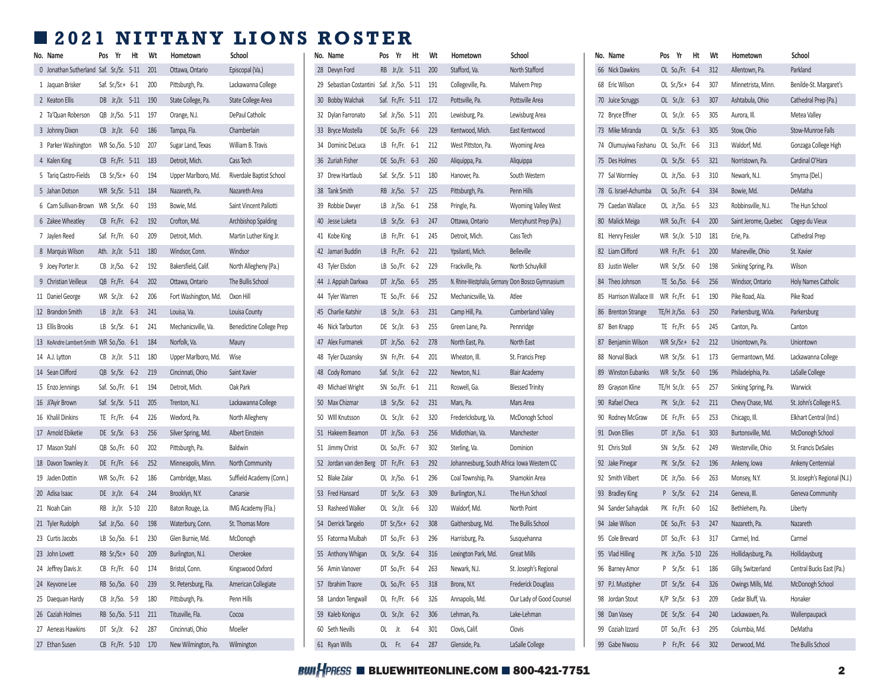# 2021 NITTANY LIONS ROSTER

| No. | Name | Pos | Yr | Ht | Wt | Hometown | School |
|---|---|---|---|---|---|---|---|
| 0 | Jonathan Sutherland | Saf. | Sr./Sr. | 5-11 | 201 | Ottawa, Ontario | Episcopal (Va.) |
| 1 | Jaquan Brisker | Saf. | Sr./Sr.+ | 6-1 | 200 | Pittsburgh, Pa. | Lackawanna College |
| 2 | Keaton Ellis | DB | Jr./Jr. | 5-11 | 190 | State College, Pa. | State College Area |
| 2 | Ta'Quan Roberson | QB | Jr./So. | 5-11 | 197 | Orange, N.J. | DePaul Catholic |
| 3 | Johnny Dixon | CB | Jr./Jr. | 6-0 | 186 | Tampa, Fla. | Chamberlain |
| 3 | Parker Washington | WR | So./So. | 5-10 | 207 | Sugar Land, Texas | William B. Travis |
| 4 | Kalen King | CB | Fr./Fr. | 5-11 | 183 | Detroit, Mich. | Cass Tech |
| 5 | Tariq Castro-Fields | CB | Sr./Sr.+ | 6-0 | 194 | Upper Marlboro, Md. | Riverdale Baptist School |
| 5 | Jahan Dotson | WR | Sr./Sr. | 5-11 | 184 | Nazareth, Pa. | Nazareth Area |
| 6 | Cam Sullivan-Brown | WR | Sr./Sr. | 6-0 | 193 | Bowie, Md. | Saint Vincent Pallotti |
| 6 | Zakee Wheatley | CB | Fr./Fr. | 6-2 | 192 | Crofton, Md. | Archbishop Spalding |
| 7 | Jaylen Reed | Saf. | Fr./Fr. | 6-0 | 209 | Detroit, Mich. | Martin Luther King Jr. |
| 8 | Marquis Wilson | Ath. | Jr./Jr. | 5-11 | 180 | Windsor, Conn. | Windsor |
| 9 | Joey Porter Jr. | CB | Jr./So. | 6-2 | 192 | Bakersfield, Calif. | North Allegheny (Pa.) |
| 9 | Christian Veilleux | QB | Fr./Fr. | 6-4 | 202 | Ottawa, Ontario | The Bullis School |
| 11 | Daniel George | WR | Sr./Jr. | 6-2 | 206 | Fort Washington, Md. | Oxon Hill |
| 12 | Brandon Smith | LB | Jr./Jr. | 6-3 | 241 | Louisa, Va. | Louisa County |
| 13 | Ellis Brooks | LB | Sr./Sr. | 6-1 | 241 | Mechanicsville, Va. | Benedictine College Prep |
| 13 | KeAndre Lambert-Smith | WR | So./So. | 6-1 | 184 | Norfolk, Va. | Maury |
| 14 | A.J. Lytton | CB | Jr./Jr. | 5-11 | 180 | Upper Marlboro, Md. | Wise |
| 14 | Sean Clifford | QB | Sr./Sr. | 6-2 | 219 | Cincinnati, Ohio | Saint Xavier |
| 15 | Enzo Jennings | Saf. | So./Fr. | 6-1 | 194 | Detroit, Mich. | Oak Park |
| 16 | Ji'Ayir Brown | Saf. | Sr./Sr. | 5-11 | 205 | Trenton, N.J. | Lackawanna College |
| 16 | Khalil Dinkins | TE | Fr./Fr. | 6-4 | 226 | Wexford, Pa. | North Allegheny |
| 17 | Arnold Ebiketie | DE | Sr./Sr. | 6-3 | 256 | Silver Spring, Md. | Albert Einstein |
| 17 | Mason Stahl | QB | So./Fr. | 6-0 | 202 | Pittsburgh, Pa. | Baldwin |
| 18 | Davon Townley Jr. | DE | Fr./Fr. | 6-6 | 252 | Minneapolis, Minn. | North Community |
| 19 | Jaden Dottin | WR | So./Fr. | 6-2 | 186 | Cambridge, Mass. | Suffield Academy (Conn.) |
| 20 | Adisa Isaac | DE | Jr./Jr. | 6-4 | 244 | Brooklyn, N.Y. | Canarsie |
| 21 | Noah Cain | RB | Jr./Jr. | 5-10 | 220 | Baton Rouge, La. | IMG Academy (Fla.) |
| 21 | Tyler Rudolph | Saf. | Jr./So. | 6-0 | 198 | Waterbury, Conn. | St. Thomas More |
| 23 | Curtis Jacobs | LB | So./So. | 6-1 | 230 | Glen Burnie, Md. | McDonogh |
| 23 | John Lovett | RB | Sr./Sr.+ | 6-0 | 209 | Burlington, N.J. | Cherokee |
| 24 | Jeffrey Davis Jr. | CB | Fr./Fr. | 6-0 | 174 | Bristol, Conn. | Kingswood Oxford |
| 24 | Keyvone Lee | RB | So./So. | 6-0 | 239 | St. Petersburg, Fla. | American Collegiate |
| 25 | Daequan Hardy | CB | Jr./So. | 5-9 | 180 | Pittsburgh, Pa. | Penn Hills |
| 26 | Caziah Holmes | RB | So./So. | 5-11 | 211 | Titusville, Fla. | Cocoa |
| 27 | Aeneas Hawkins | DT | Sr./Jr. | 6-2 | 287 | Cincinnati, Ohio | Moeller |
| 27 | Ethan Susen | CB | Fr./Fr. | 5-10 | 170 | New Wilmington, Pa. | Wilmington |
| 28 | Devyn Ford | RB | Jr./Jr. | 5-11 | 200 | Stafford, Va. | North Stafford |
| 29 | Sebastian Costantini | Saf. | Jr./So. | 5-11 | 191 | Collegeville, Pa. | Malvern Prep |
| 30 | Bobby Walchak | Saf. | Fr./Fr. | 5-11 | 172 | Pottsville, Pa. | Pottsville Area |
| 32 | Dylan Farronato | Saf. | Jr./So. | 5-11 | 201 | Lewisburg, Pa. | Lewisburg Area |
| 33 | Bryce Mostella | DE | So./Fr. | 6-6 | 229 | Kentwood, Mich. | East Kentwood |
| 34 | Dominic DeLuca | LB | Fr./Fr. | 6-1 | 212 | West Pittston, Pa. | Wyoming Area |
| 36 | Zuriah Fisher | DE | So./Fr. | 6-3 | 260 | Aliquippa, Pa. | Aliquippa |
| 37 | Drew Hartlaub | Saf. | Sr./Sr. | 5-11 | 180 | Hanover, Pa. | South Western |
| 38 | Tank Smith | RB | Jr./So. | 5-7 | 225 | Pittsburgh, Pa. | Penn Hills |
| 39 | Robbie Dwyer | LB | Jr./So. | 6-1 | 258 | Pringle, Pa. | Wyoming Valley West |
| 40 | Jesse Luketa | LB | Sr./Sr. | 6-3 | 247 | Ottawa, Ontario | Mercyhurst Prep (Pa.) |
| 41 | Kobe King | LB | Fr./Fr. | 6-1 | 245 | Detroit, Mich. | Cass Tech |
| 42 | Jamari Buddin | LB | Fr./Fr. | 6-2 | 221 | Ypsilanti, Mich. | Belleville |
| 43 | Tyler Elsdon | LB | So./Fr. | 6-2 | 229 | Frackville, Pa. | North Schuylkill |
| 44 | J. Appiah Darkwa | DT | Jr./So. | 6-5 | 295 | N. Rhine-Westphalia, Germany | Don Bosco Gymnasium |
| 44 | Tyler Warren | TE | So./Fr. | 6-6 | 252 | Mechanicsville, Va. | Atlee |
| 45 | Charlie Katshir | LB | Sr./Jr. | 6-3 | 231 | Camp Hill, Pa. | Cumberland Valley |
| 46 | Nick Tarburton | DE | Sr./Jr. | 6-3 | 255 | Green Lane, Pa. | Pennridge |
| 47 | Alex Furmanek | DT | Jr./So. | 6-2 | 278 | North East, Pa. | North East |
| 48 | Tyler Duzansky | SN | Fr./Fr. | 6-4 | 201 | Wheaton, Ill. | St. Francis Prep |
| 48 | Cody Romano | Saf. | Sr./Jr. | 6-2 | 222 | Newton, N.J. | Blair Academy |
| 49 | Michael Wright | SN | So./Fr. | 6-1 | 211 | Roswell, Ga. | Blessed Trinity |
| 50 | Max Chizmar | LB | Sr./Sr. | 6-2 | 231 | Mars, Pa. | Mars Area |
| 50 | Will Knutsson | OL | Sr./Jr. | 6-2 | 320 | Fredericksburg, Va. | McDonogh School |
| 51 | Hakeem Beamon | DT | Jr./So. | 6-3 | 256 | Midlothian, Va. | Manchester |
| 51 | Jimmy Christ | OL | So./Fr. | 6-7 | 302 | Sterling, Va. | Dominion |
| 52 | Jordan van den Berg | DT | Fr./Fr. | 6-3 | 292 | Johannesburg, South Africa | Iowa Western CC |
| 52 | Blake Zalar | OL | Jr./So. | 6-1 | 296 | Coal Township, Pa. | Shamokin Area |
| 53 | Fred Hansard | DT | Sr./Sr. | 6-3 | 309 | Burlington, N.J. | The Hun School |
| 53 | Rasheed Walker | OL | Sr./Jr. | 6-6 | 320 | Waldorf, Md. | North Point |
| 54 | Derrick Tangelo | DT | Sr./Sr.+ | 6-2 | 308 | Gaithersburg, Md. | The Bullis School |
| 55 | Fatorma Mulbah | DT | So./Fr. | 6-3 | 296 | Harrisburg, Pa. | Susquehanna |
| 55 | Anthony Whigan | OL | Sr./Sr. | 6-4 | 316 | Lexington Park, Md. | Great Mills |
| 56 | Amin Vanover | DT | So./Fr. | 6-4 | 263 | Newark, N.J. | St. Joseph's Regional |
| 57 | Ibrahim Traore | OL | So./Fr. | 6-5 | 318 | Bronx, N.Y. | Frederick Douglass |
| 58 | Landon Tengwall | OL | Fr./Fr. | 6-6 | 326 | Annapolis, Md. | Our Lady of Good Counsel |
| 59 | Kaleb Konigus | OL | Sr./Jr. | 6-2 | 306 | Lehman, Pa. | Lake-Lehman |
| 60 | Seth Nevills | OL | Jr. | 6-4 | 301 | Clovis, Calif. | Clovis |
| 61 | Ryan Wills | OL | Fr. | 6-4 | 287 | Glenside, Pa. | LaSalle College |
| 66 | Nick Dawkins | OL | So./Fr. | 6-4 | 312 | Allentown, Pa. | Parkland |
| 68 | Eric Wilson | OL | Sr./Sr.+ | 6-4 | 307 | Minnetrista, Minn. | Benilde-St. Margaret's |
| 70 | Juice Scruggs | OL | Sr./Jr. | 6-3 | 307 | Ashtabula, Ohio | Cathedral Prep (Pa.) |
| 72 | Bryce Effner | OL | Sr./Jr. | 6-5 | 305 | Aurora, Ill. | Metea Valley |
| 73 | Mike Miranda | OL | Sr./Sr. | 6-3 | 305 | Stow, Ohio | Stow-Munroe Falls |
| 74 | Olumuyiwa Fashanu | OL | So./Fr. | 6-6 | 313 | Waldorf, Md. | Gonzaga College High |
| 75 | Des Holmes | OL | Sr./Sr. | 6-5 | 321 | Norristown, Pa. | Cardinal O'Hara |
| 77 | Sal Wormley | OL | Jr./So. | 6-3 | 310 | Newark, N.J. | Smyrna (Del.) |
| 78 | G. Israel-Achumba | OL | So./Fr. | 6-4 | 334 | Bowie, Md. | DeMatha |
| 79 | Caedan Wallace | OL | Jr./So. | 6-5 | 323 | Robbinsville, N.J. | The Hun School |
| 80 | Malick Meiga | WR | So./Fr. | 6-4 | 200 | Saint Jerome, Quebec | Cegep du Vieux |
| 81 | Henry Fessler | WR | Sr./Jr. | 5-10 | 181 | Erie, Pa. | Cathedral Prep |
| 82 | Liam Clifford | WR | Fr./Fr. | 6-1 | 200 | Maineville, Ohio | St. Xavier |
| 83 | Justin Weller | WR | Sr./Sr. | 6-0 | 198 | Sinking Spring, Pa. | Wilson |
| 84 | Theo Johnson | TE | So./So. | 6-6 | 256 | Windsor, Ontario | Holy Names Catholic |
| 85 | Harrison Wallace III | WR | Fr./Fr. | 6-1 | 190 | Pike Road, Ala. | Pike Road |
| 86 | Brenton Strange | TE/H | Jr./So. | 6-3 | 250 | Parkersburg, W.Va. | Parkersburg |
| 87 | Ben Knapp | TE | Fr./Fr. | 6-5 | 245 | Canton, Pa. | Canton |
| 87 | Benjamin Wilson | WR | Sr./Sr.+ | 6-2 | 212 | Uniontown, Pa. | Uniontown |
| 88 | Norval Black | WR | Sr./Sr. | 6-1 | 173 | Germantown, Md. | Lackawanna College |
| 89 | Winston Eubanks | WR | Sr./Sr. | 6-0 | 196 | Philadelphia, Pa. | LaSalle College |
| 89 | Grayson Kline | TE/H | Sr./Jr. | 6-5 | 257 | Sinking Spring, Pa. | Warwick |
| 90 | Rafael Checa | PK | Sr./Jr. | 6-2 | 211 | Chevy Chase, Md. | St. John's College H.S. |
| 90 | Rodney McGraw | DE | Fr./Fr. | 6-5 | 253 | Chicago, Ill. | Elkhart Central (Ind.) |
| 91 | Dvon Ellies | DT | Jr./So. | 6-1 | 303 | Burtonsville, Md. | McDonogh School |
| 91 | Chris Stoll | SN | Sr./Sr. | 6-2 | 249 | Westerville, Ohio | St. Francis DeSales |
| 92 | Jake Pinegar | PK | Sr./Sr. | 6-2 | 196 | Ankeny, Iowa | Ankeny Centennial |
| 92 | Smith Vilbert | DE | Jr./So. | 6-6 | 263 | Monsey, N.Y. | St. Joseph's Regional (N.J.) |
| 93 | Bradley King | P | Sr./Sr. | 6-2 | 214 | Geneva, Ill. | Geneva Community |
| 94 | Sander Sahaydak | PK | Fr./Fr. | 6-0 | 162 | Bethlehem, Pa. | Liberty |
| 94 | Jake Wilson | DE | So./Fr. | 6-3 | 247 | Nazareth, Pa. | Nazareth |
| 95 | Cole Brevard | DT | So./Fr. | 6-3 | 317 | Carmel, Ind. | Carmel |
| 95 | Vlad Hilling | PK | Jr./So. | 5-10 | 226 | Hollidaysburg, Pa. | Hollidaysburg |
| 96 | Barney Amor | P | Sr./Sr. | 6-1 | 186 | Gilly, Switzerland | Central Bucks East (Pa.) |
| 97 | P.J. Mustipher | DT | Sr./Sr. | 6-4 | 326 | Owings Mills, Md. | McDonogh School |
| 98 | Jordan Stout | K/P | Sr./Sr. | 6-3 | 209 | Cedar Bluff, Va. | Honaker |
| 98 | Dan Vasey | DE | Sr./Sr. | 6-4 | 240 | Lackawaxen, Pa. | Wallenpaupack |
| 99 | Coziah Izzard | DT | So./Fr. | 6-3 | 295 | Columbia, Md. | DeMatha |
| 99 | Gabe Nwosu | P | Fr./Fr. | 6-6 | 302 | Derwood, Md. | The Bullis School |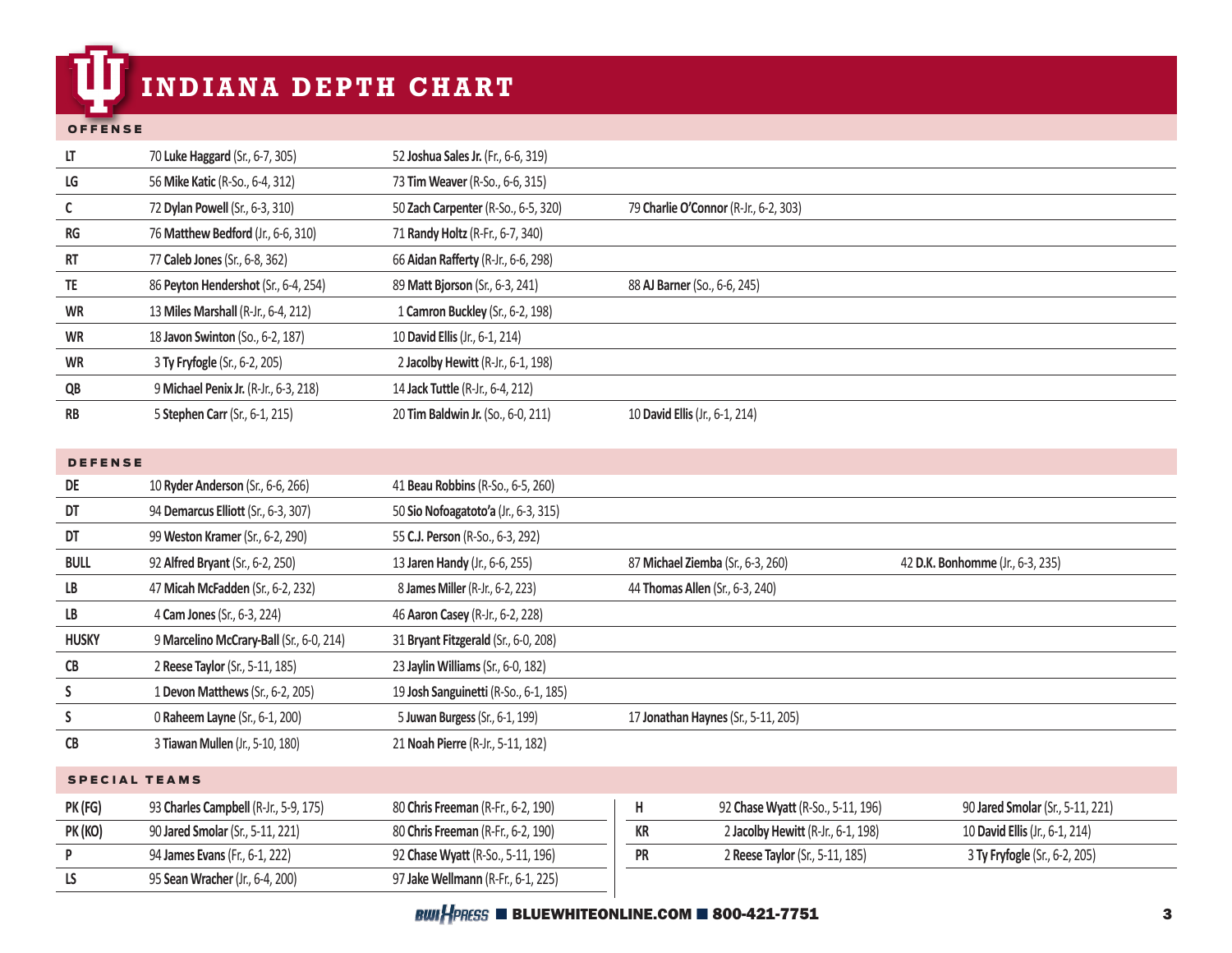# INDIANA DEPTH CHART

## OFFENSE

| | | | |
|---|---|---|---|
| LT | 70 **Luke Haggard** (Sr., 6-7, 305) | 52 **Joshua Sales Jr.** (Fr., 6-6, 319) | |
| LG | 56 **Mike Katic** (R-So., 6-4, 312) | 73 **Tim Weaver** (R-So., 6-6, 315) | |
| C | 72 **Dylan Powell** (Sr., 6-3, 310) | 50 **Zach Carpenter** (R-So., 6-5, 320) | 79 **Charlie O'Connor** (R-Jr., 6-2, 303) |
| RG | 76 **Matthew Bedford** (Jr., 6-6, 310) | 71 **Randy Holtz** (R-Fr., 6-7, 340) | |
| RT | 77 **Caleb Jones** (Sr., 6-8, 362) | 66 **Aidan Rafferty** (R-Jr., 6-6, 298) | |
| TE | 86 **Peyton Hendershot** (Sr., 6-4, 254) | 89 **Matt Bjorson** (Sr., 6-3, 241) | 88 **AJ Barner** (So., 6-6, 245) |
| WR | 13 **Miles Marshall** (R-Jr., 6-4, 212) | 1 **Camron Buckley** (Sr., 6-2, 198) | |
| WR | 18 **Javon Swinton** (So., 6-2, 187) | 10 **David Ellis** (Jr., 6-1, 214) | |
| WR | 3 **Ty Fryfogle** (Sr., 6-2, 205) | 2 **Jacolby Hewitt** (R-Jr., 6-1, 198) | |
| QB | 9 **Michael Penix Jr.** (R-Jr., 6-3, 218) | 14 **Jack Tuttle** (R-Jr., 6-4, 212) | |
| RB | 5 **Stephen Carr** (Sr., 6-1, 215) | 20 **Tim Baldwin Jr.** (So., 6-0, 211) | 10 **David Ellis** (Jr., 6-1, 214) |

## DEFENSE

| | | | | |
|---|---|---|---|---|
| DE | 10 **Ryder Anderson** (Sr., 6-6, 266) | 41 **Beau Robbins** (R-So., 6-5, 260) | | |
| DT | 94 **Demarcus Elliott** (Sr., 6-3, 307) | 50 **Sio Nofoagatoto'a** (Jr., 6-3, 315) | | |
| DT | 99 **Weston Kramer** (Sr., 6-2, 290) | 55 **C.J. Person** (R-So., 6-3, 292) | | |
| BULL | 92 **Alfred Bryant** (Sr., 6-2, 250) | 13 **Jaren Handy** (Jr., 6-6, 255) | 87 **Michael Ziemba** (Sr., 6-3, 260) | 42 **D.K. Bonhomme** (Jr., 6-3, 235) |
| LB | 47 **Micah McFadden** (Sr., 6-2, 232) | 8 **James Miller** (R-Jr., 6-2, 223) | 44 **Thomas Allen** (Sr., 6-3, 240) | |
| LB | 4 **Cam Jones** (Sr., 6-3, 224) | 46 **Aaron Casey** (R-Jr., 6-2, 228) | | |
| HUSKY | 9 **Marcelino McCrary-Ball** (Sr., 6-0, 214) | 31 **Bryant Fitzgerald** (Sr., 6-0, 208) | | |
| CB | 2 **Reese Taylor** (Sr., 5-11, 185) | 23 **Jaylin Williams** (Sr., 6-0, 182) | | |
| S | 1 **Devon Matthews** (Sr., 6-2, 205) | 19 **Josh Sanguinetti** (R-So., 6-1, 185) | | |
| S | 0 **Raheem Layne** (Sr., 6-1, 200) | 5 **Juwan Burgess** (Sr., 6-1, 199) | 17 **Jonathan Haynes** (Sr., 5-11, 205) | |
| CB | 3 **Tiawan Mullen** (Jr., 5-10, 180) | 21 **Noah Pierre** (R-Jr., 5-11, 182) | | |

## SPECIAL TEAMS

| | | |
|---|---|---|
| PK (FG) | 93 **Charles Campbell** (R-Jr., 5-9, 175) | 80 **Chris Freeman** (R-Fr., 6-2, 190) |
| PK (KO) | 90 **Jared Smolar** (Sr., 5-11, 221) | 80 **Chris Freeman** (R-Fr., 6-2, 190) |
| P | 94 **James Evans** (Fr., 6-1, 222) | 92 **Chase Wyatt** (R-So., 5-11, 196) |
| LS | 95 **Sean Wracher** (Jr., 6-4, 200) | 97 **Jake Wellmann** (R-Fr., 6-1, 225) |
| H | 92 **Chase Wyatt** (R-So., 5-11, 196) | 90 **Jared Smolar** (Sr., 5-11, 221) |
| KR | 2 **Jacolby Hewitt** (R-Jr., 6-1, 198) | 10 **David Ellis** (Jr., 6-1, 214) |
| PR | 2 **Reese Taylor** (Sr., 5-11, 185) | 3 **Ty Fryfogle** (Sr., 6-2, 205) |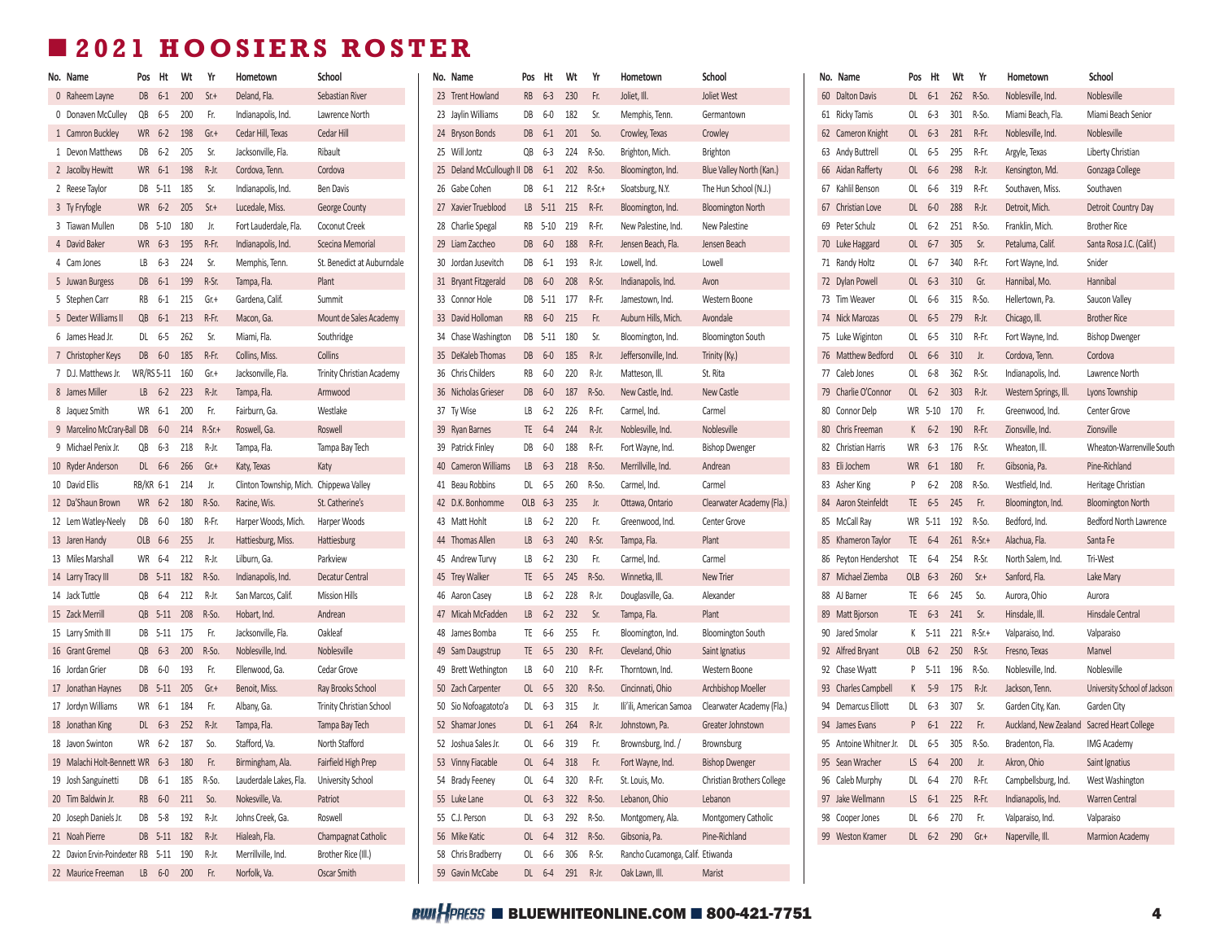# 2021 HOOSIERS ROSTER

| No. | Name | Pos | Ht | Wt | Yr | Hometown | School |
|---|---|---|---|---|---|---|---|
| 0 | Raheem Layne | DB | 6-1 | 200 | Sr.+ | Deland, Fla. | Sebastian River |
| 0 | Donaven McCulley | QB | 6-5 | 200 | Fr. | Indianapolis, Ind. | Lawrence North |
| 1 | Camron Buckley | WR | 6-2 | 198 | Gr.+ | Cedar Hill, Texas | Cedar Hill |
| 1 | Devon Matthews | DB | 6-2 | 205 | Sr. | Jacksonville, Fla. | Ribault |
| 2 | Jacolby Hewitt | WR | 6-1 | 198 | R-Jr. | Cordova, Tenn. | Cordova |
| 2 | Reese Taylor | DB | 5-11 | 185 | Sr. | Indianapolis, Ind. | Ben Davis |
| 3 | Ty Fryfogle | WR | 6-2 | 205 | Sr.+ | Lucedale, Miss. | George County |
| 3 | Tiawan Mullen | DB | 5-10 | 180 | Jr. | Fort Lauderdale, Fla. | Coconut Creek |
| 4 | David Baker | WR | 6-3 | 195 | R-Fr. | Indianapolis, Ind. | Scecina Memorial |
| 4 | Cam Jones | LB | 6-3 | 224 | Sr. | Memphis, Tenn. | St. Benedict at Auburndale |
| 5 | Juwan Burgess | DB | 6-1 | 199 | R-Sr. | Tampa, Fla. | Plant |
| 5 | Stephen Carr | RB | 6-1 | 215 | Gr.+ | Gardena, Calif. | Summit |
| 5 | Dexter Williams II | QB | 6-1 | 213 | R-Fr. | Macon, Ga. | Mount de Sales Academy |
| 6 | James Head Jr. | DL | 6-5 | 262 | Sr. | Miami, Fla. | Southridge |
| 7 | Christopher Keys | DB | 6-0 | 185 | R-Fr. | Collins, Miss. | Collins |
| 7 | D.J. Matthews Jr. | WR/RS | 5-11 | 160 | Gr.+ | Jacksonville, Fla. | Trinity Christian Academy |
| 8 | James Miller | LB | 6-2 | 223 | R-Jr. | Tampa, Fla. | Armwood |
| 8 | Jaquez Smith | WR | 6-1 | 200 | Fr. | Fairburn, Ga. | Westlake |
| 9 | Marcelino McCrary-Ball | DB | 6-0 | 214 | R-Sr.+ | Roswell, Ga. | Roswell |
| 9 | Michael Penix Jr. | QB | 6-3 | 218 | R-Jr. | Tampa, Fla. | Tampa Bay Tech |
| 10 | Ryder Anderson | DL | 6-6 | 266 | Gr.+ | Katy, Texas | Katy |
| 10 | Jonathan Ellis | RB/KR | 6-1 | 214 | Jr. | Clinton Township, Mich. | Chippewa Valley |
| 12 | Da'Shaun Brown | WR | 6-2 | 180 | R-So. | Racine, Wis. | St. Catherine's |
| 12 | Lem Watley-Neely | DB | 6-0 | 180 | R-Fr. | Harper Woods, Mich. | Harper Woods |
| 13 | Jaren Handy | OLB | 6-6 | 255 | Jr. | Hattiesburg, Miss. | Hattiesburg |
| 13 | Miles Marshall | WR | 6-4 | 212 | R-Jr. | Lilburn, Ga. | Parkview |
| 14 | Larry Tracy III | DB | 5-11 | 182 | R-So. | Indianapolis, Ind. | Decatur Central |
| 14 | Jack Tuttle | QB | 6-4 | 212 | R-Jr. | San Marcos, Calif. | Mission Hills |
| 15 | Zack Merrill | QB | 5-11 | 208 | R-So. | Hobart, Ind. | Andrean |
| 15 | Larry Smith III | DB | 5-11 | 175 | Fr. | Jacksonville, Fla. | Oakleaf |
| 16 | Grant Gremel | QB | 6-3 | 200 | R-So. | Noblesville, Ind. | Noblesville |
| 16 | Jordan Grier | DB | 6-0 | 193 | Fr. | Ellenwood, Ga. | Cedar Grove |
| 17 | Jonathan Haynes | DB | 5-11 | 205 | Gr.+ | Benoit, Miss. | Ray Brooks School |
| 17 | Jordyn Williams | WR | 6-1 | 184 | Fr. | Albany, Ga. | Trinity Christian School |
| 18 | Jonathan King | DL | 6-3 | 252 | R-Jr. | Tampa, Fla. | Tampa Bay Tech |
| 18 | Javon Swinton | WR | 6-2 | 187 | So. | Stafford, Va. | North Stafford |
| 19 | Malachi Holt-Bennett | WR | 6-3 | 180 | Fr. | Birmingham, Ala. | Fairfield High Prep |
| 19 | Josh Sanguinetti | DB | 6-1 | 185 | R-So. | Lauderdale Lakes, Fla. | University School |
| 20 | Tim Baldwin Jr. | RB | 6-0 | 211 | So. | Nokesville, Va. | Patriot |
| 20 | Joseph Daniels Jr. | DB | 5-8 | 192 | R-Jr. | Johns Creek, Ga. | Roswell |
| 21 | Noah Pierre | DB | 5-11 | 182 | R-Jr. | Hialeah, Fla. | Champagnat Catholic |
| 22 | Davion Ervin-Poindexter | RB | 5-11 | 190 | R-Jr. | Merrillville, Ind. | Brother Rice (Ill.) |
| 22 | Maurice Freeman | LB | 6-0 | 200 | Fr. | Norfolk, Va. | Oscar Smith |
| 23 | Trent Howland | RB | 6-3 | 230 | Fr. | Joliet, Ill. | Joliet West |
| 23 | Jaylin Williams | DB | 6-0 | 182 | Sr. | Memphis, Tenn. | Germantown |
| 24 | Bryson Bonds | DB | 6-1 | 201 | So. | Crowley, Texas | Crowley |
| 25 | Will Jontz | QB | 6-3 | 224 | R-So. | Brighton, Mich. | Brighton |
| 25 | Deland McCullough II | DB | 6-1 | 202 | R-So. | Bloomington, Ind. | Blue Valley North (Kan.) |
| 26 | Gabe Cohen | DB | 6-1 | 212 | R-Sr.+ | Sloatsburg, N.Y. | The Hun School (N.J.) |
| 27 | Xavier Trueblood | LB | 5-11 | 215 | R-Fr. | Bloomington, Ind. | Bloomington North |
| 28 | Charlie Spegal | RB | 5-10 | 219 | R-Fr. | New Palestine, Ind. | New Palestine |
| 29 | Liam Zaccheo | DB | 6-0 | 188 | R-Fr. | Jensen Beach, Fla. | Jensen Beach |
| 30 | Jordan Jusevitch | DB | 6-1 | 193 | R-Jr. | Lowell, Ind. | Lowell |
| 31 | Bryant Fitzgerald | DB | 6-0 | 208 | R-Sr. | Indianapolis, Ind. | Avon |
| 33 | Connor Hole | DB | 5-11 | 177 | R-Fr. | Jamestown, Ind. | Western Boone |
| 33 | David Holloman | RB | 6-0 | 215 | Fr. | Auburn Hills, Mich. | Avondale |
| 34 | Chase Washington | DB | 5-11 | 180 | Sr. | Bloomington, Ind. | Bloomington South |
| 35 | DeKaleb Thomas | DB | 6-0 | 185 | R-Jr. | Jeffersonville, Ind. | Trinity (Ky.) |
| 36 | Chris Childers | RB | 6-0 | 220 | R-Jr. | Matteson, Ill. | St. Rita |
| 36 | Nicholas Grieser | DB | 6-0 | 187 | R-So. | New Castle, Ind. | New Castle |
| 37 | Ty Wise | LB | 6-2 | 226 | R-Fr. | Carmel, Ind. | Carmel |
| 39 | Ryan Barnes | TE | 6-4 | 244 | R-Jr. | Noblesville, Ind. | Noblesville |
| 39 | Patrick Finley | DB | 6-0 | 188 | R-Fr. | Fort Wayne, Ind. | Bishop Dwenger |
| 40 | Cameron Williams | LB | 6-3 | 218 | R-So. | Merrillville, Ind. | Andrean |
| 41 | Beau Robbins | DL | 6-5 | 260 | R-So. | Carmel, Ind. | Carmel |
| 42 | D.K. Bonhomme | OLB | 6-3 | 235 | Jr. | Ottawa, Ontario | Clearwater Academy (Fla.) |
| 43 | Matt Hohlt | LB | 6-2 | 220 | Fr. | Greenwood, Ind. | Center Grove |
| 44 | Thomas Allen | LB | 6-3 | 240 | R-Sr. | Tampa, Fla. | Plant |
| 45 | Andrew Turvy | LB | 6-2 | 230 | Fr. | Carmel, Ind. | Carmel |
| 45 | Trey Walker | TE | 6-5 | 245 | R-So. | Winnetka, Ill. | New Trier |
| 46 | Aaron Casey | LB | 6-2 | 228 | R-Jr. | Douglasville, Ga. | Alexander |
| 47 | Micah McFadden | LB | 6-2 | 232 | Sr. | Tampa, Fla. | Plant |
| 48 | James Bomba | TE | 6-6 | 255 | Fr. | Bloomington, Ind. | Bloomington South |
| 49 | Sam Daugstrup | TE | 6-5 | 230 | R-Fr. | Cleveland, Ohio | Saint Ignatius |
| 49 | Brett Wethington | LB | 6-0 | 210 | R-Fr. | Thorntown, Ind. | Western Boone |
| 50 | Zach Carpenter | OL | 6-5 | 320 | R-So. | Cincinnati, Ohio | Archbishop Moeller |
| 50 | Sio Nofoagatoto'a | DL | 6-3 | 315 | Jr. | Ili'ili, American Samoa | Clearwater Academy (Fla.) |
| 52 | Shamar Jones | DL | 6-1 | 264 | R-Jr. | Johnstown, Pa. | Greater Johnstown |
| 52 | Joshua Sales Jr. | OL | 6-6 | 319 | Fr. | Brownsburg, Ind. / | Brownsburg |
| 53 | Vinny Fiacable | OL | 6-4 | 318 | Fr. | Fort Wayne, Ind. | Bishop Dwenger |
| 54 | Brady Feeney | OL | 6-4 | 320 | R-Fr. | St. Louis, Mo. | Christian Brothers College |
| 55 | Luke Lane | OL | 6-3 | 322 | R-So. | Lebanon, Ohio | Lebanon |
| 55 | C.J. Person | DL | 6-3 | 292 | R-So. | Montgomery, Ala. | Montgomery Catholic |
| 56 | Mike Katic | OL | 6-4 | 312 | R-So. | Gibsonia, Pa. | Pine-Richland |
| 58 | Chris Bradberry | OL | 6-6 | 306 | R-Sr. | Rancho Cucamonga, Calif. | Etiwanda |
| 59 | Gavin McCabe | DL | 6-4 | 291 | R-Jr. | Oak Lawn, Ill. | Marist |
| 60 | Dalton Davis | DL | 6-1 | 262 | R-So. | Noblesville, Ind. | Noblesville |
| 61 | Ricky Tamis | OL | 6-3 | 301 | R-So. | Miami Beach, Fla. | Miami Beach Senior |
| 62 | Cameron Knight | OL | 6-3 | 281 | R-Fr. | Noblesville, Ind. | Noblesville |
| 63 | Andy Buttrell | OL | 6-5 | 295 | R-Fr. | Argyle, Texas | Liberty Christian |
| 66 | Aidan Rafferty | OL | 6-6 | 298 | R-Jr. | Kensington, Md. | Gonzaga College |
| 67 | Kahlil Benson | OL | 6-6 | 319 | R-Fr. | Southaven, Miss. | Southaven |
| 67 | Christian Love | DL | 6-0 | 288 | R-Jr. | Detroit, Mich. | Detroit Country Day |
| 69 | Peter Schulz | OL | 6-2 | 251 | R-So. | Franklin, Mich. | Brother Rice |
| 70 | Luke Haggard | OL | 6-7 | 305 | Sr. | Petaluma, Calif. | Santa Rosa J.C. (Calif.) |
| 71 | Randy Holtz | OL | 6-7 | 340 | R-Fr. | Fort Wayne, Ind. | Snider |
| 72 | Dylan Powell | OL | 6-3 | 310 | Gr. | Hannibal, Mo. | Hannibal |
| 73 | Tim Weaver | OL | 6-6 | 315 | R-So. | Hellertown, Pa. | Saucon Valley |
| 74 | Nick Marozas | OL | 6-5 | 279 | R-Jr. | Chicago, Ill. | Brother Rice |
| 75 | Luke Wiginton | OL | 6-5 | 310 | R-Fr. | Fort Wayne, Ind. | Bishop Dwenger |
| 76 | Matthew Bedford | OL | 6-6 | 310 | Jr. | Cordova, Tenn. | Cordova |
| 77 | Caleb Jones | OL | 6-8 | 362 | R-Sr. | Indianapolis, Ind. | Lawrence North |
| 79 | Charlie O'Connor | OL | 6-2 | 303 | R-Jr. | Western Springs, Ill. | Lyons Township |
| 80 | Connor Delp | WR | 5-10 | 170 | Fr. | Greenwood, Ind. | Center Grove |
| 80 | Chris Freeman | K | 6-2 | 190 | R-Fr. | Zionsville, Ind. | Zionsville |
| 82 | Christian Harris | WR | 6-3 | 176 | R-Sr. | Wheaton, Ill. | Wheaton-Warrenville South |
| 83 | Eli Jochem | WR | 6-1 | 180 | Fr. | Gibsonia, Pa. | Pine-Richland |
| 83 | Asher King | P | 6-2 | 208 | R-So. | Westfield, Ind. | Heritage Christian |
| 84 | Aaron Steinfeldt | TE | 6-5 | 245 | Fr. | Bloomington, Ind. | Bloomington North |
| 85 | McCall Ray | WR | 5-11 | 192 | R-So. | Bedford, Ind. | Bedford North Lawrence |
| 85 | Khameron Taylor | TE | 6-4 | 261 | R-Sr.+ | Alachua, Fla. | Santa Fe |
| 86 | Peyton Hendershot | TE | 6-4 | 254 | R-Sr. | North Salem, Ind. | Tri-West |
| 87 | Michael Ziemba | OLB | 6-3 | 260 | Sr.+ | Sanford, Fla. | Lake Mary |
| 88 | AJ Barner | TE | 6-6 | 245 | So. | Aurora, Ohio | Aurora |
| 89 | Matt Bjorson | TE | 6-3 | 241 | Sr. | Hinsdale, Ill. | Hinsdale Central |
| 90 | Jared Smolar | K | 5-11 | 221 | R-Sr.+ | Valparaiso, Ind. | Valparaiso |
| 92 | Alfred Bryant | OLB | 6-2 | 250 | R-Sr. | Fresno, Texas | Manvel |
| 92 | Chase Wyatt | P | 5-11 | 196 | R-So. | Noblesville, Ind. | Noblesville |
| 93 | Charles Campbell | K | 5-9 | 175 | R-Jr. | Jackson, Tenn. | University School of Jackson |
| 94 | Demarcus Elliott | DL | 6-3 | 307 | Sr. | Garden City, Kan. | Garden City |
| 94 | James Evans | P | 6-1 | 222 | Fr. | Auckland, New Zealand | Sacred Heart College |
| 95 | Antoine Whitner Jr. | DL | 6-5 | 305 | R-So. | Bradenton, Fla. | IMG Academy |
| 95 | Sean Wracher | LS | 6-4 | 200 | Jr. | Akron, Ohio | Saint Ignatius |
| 96 | Caleb Murphy | DL | 6-4 | 270 | R-Fr. | Campbellsburg, Ind. | West Washington |
| 97 | Jake Wellmann | LS | 6-1 | 225 | R-Fr. | Indianapolis, Ind. | Warren Central |
| 98 | Cooper Jones | DL | 6-6 | 270 | Fr. | Valparaiso, Ind. | Valparaiso |
| 99 | Weston Kramer | DL | 6-2 | 290 | Gr.+ | Naperville, Ill. | Marmion Academy |

BWI PRESS ■ BLUEWHITEONLINE.COM ■ 800-421-7751